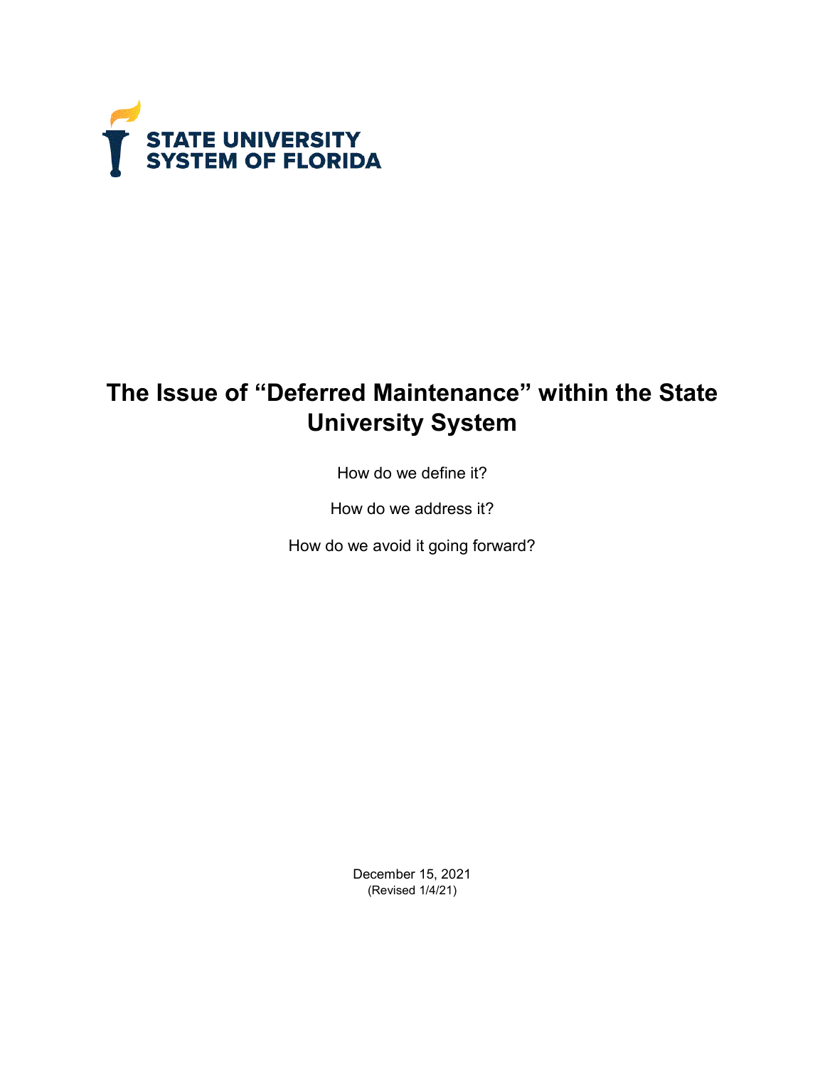STATE UNIVERSITY SYSTEM OF FLORIDA

# The Issue of "Deferred Maintenance" within the State University System

How do we define it?

How do we address it?

How do we avoid it going forward?

December 15, 2021
(Revised 1/4/21)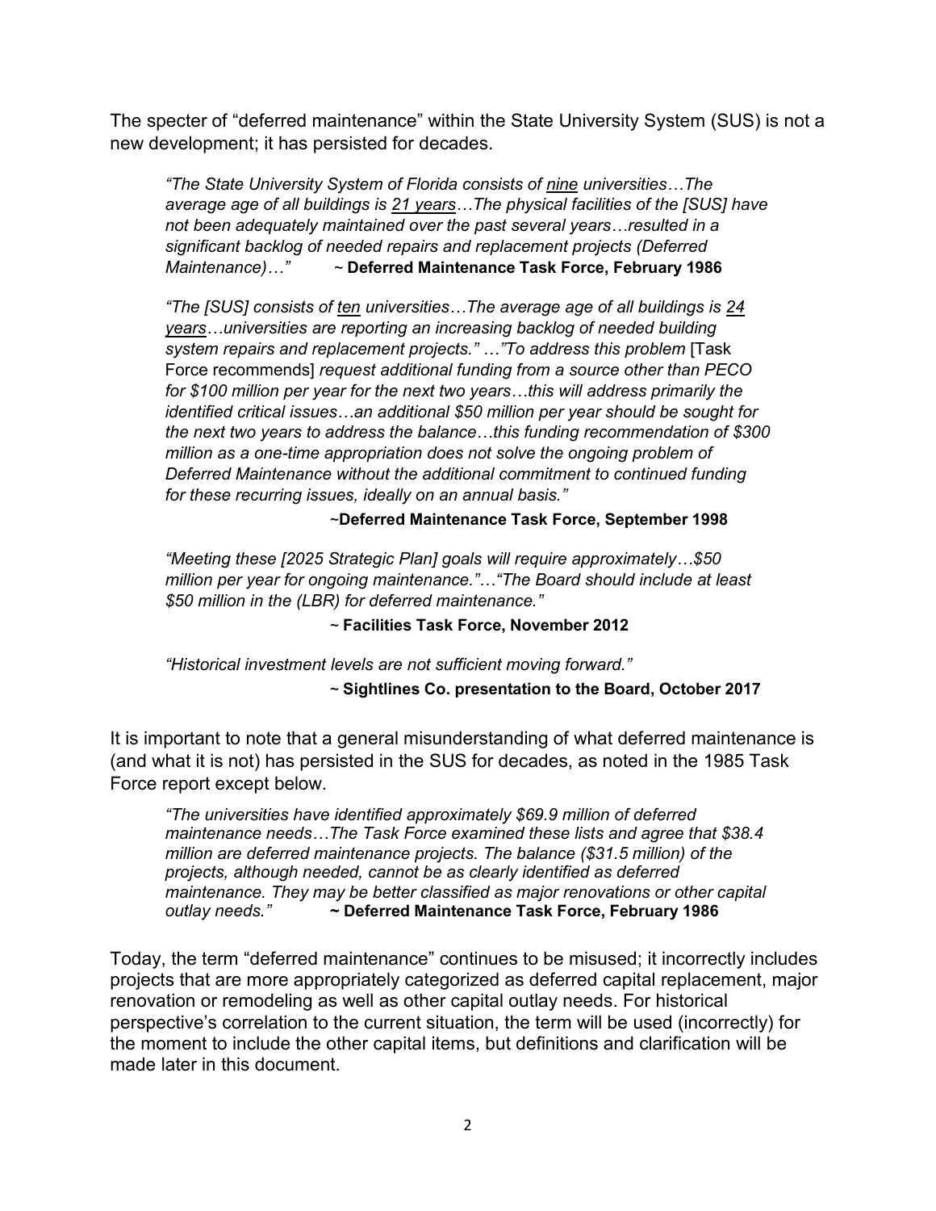The specter of "deferred maintenance" within the State University System (SUS) is not a new development; it has persisted for decades.

> *"The State University System of Florida consists of nine universities…The average age of all buildings is 21 years…The physical facilities of the [SUS] have not been adequately maintained over the past several years…resulted in a significant backlog of needed repairs and replacement projects (Deferred Maintenance)…"* ~ **Deferred Maintenance Task Force, February 1986**

> *"The [SUS] consists of ten universities…The average age of all buildings is 24 years…universities are reporting an increasing backlog of needed building system repairs and replacement projects." …"To address this problem* [Task Force recommends] *request additional funding from a source other than PECO for $100 million per year for the next two years…this will address primarily the identified critical issues…an additional $50 million per year should be sought for the next two years to address the balance…this funding recommendation of $300 million as a one-time appropriation does not solve the ongoing problem of Deferred Maintenance without the additional commitment to continued funding for these recurring issues, ideally on an annual basis."*
>
> ~**Deferred Maintenance Task Force, September 1998**

> *"Meeting these [2025 Strategic Plan] goals will require approximately…$50 million per year for ongoing maintenance."…"The Board should include at least $50 million in the (LBR) for deferred maintenance."*
>
> ~ **Facilities Task Force, November 2012**

> *"Historical investment levels are not sufficient moving forward."*
>
> ~ **Sightlines Co. presentation to the Board, October 2017**

It is important to note that a general misunderstanding of what deferred maintenance is (and what it is not) has persisted in the SUS for decades, as noted in the 1985 Task Force report except below.

> *"The universities have identified approximately $69.9 million of deferred maintenance needs…The Task Force examined these lists and agree that $38.4 million are deferred maintenance projects. The balance ($31.5 million) of the projects, although needed, cannot be as clearly identified as deferred maintenance. They may be better classified as major renovations or other capital outlay needs."* **~ Deferred Maintenance Task Force, February 1986**

Today, the term "deferred maintenance" continues to be misused; it incorrectly includes projects that are more appropriately categorized as deferred capital replacement, major renovation or remodeling as well as other capital outlay needs. For historical perspective's correlation to the current situation, the term will be used (incorrectly) for the moment to include the other capital items, but definitions and clarification will be made later in this document.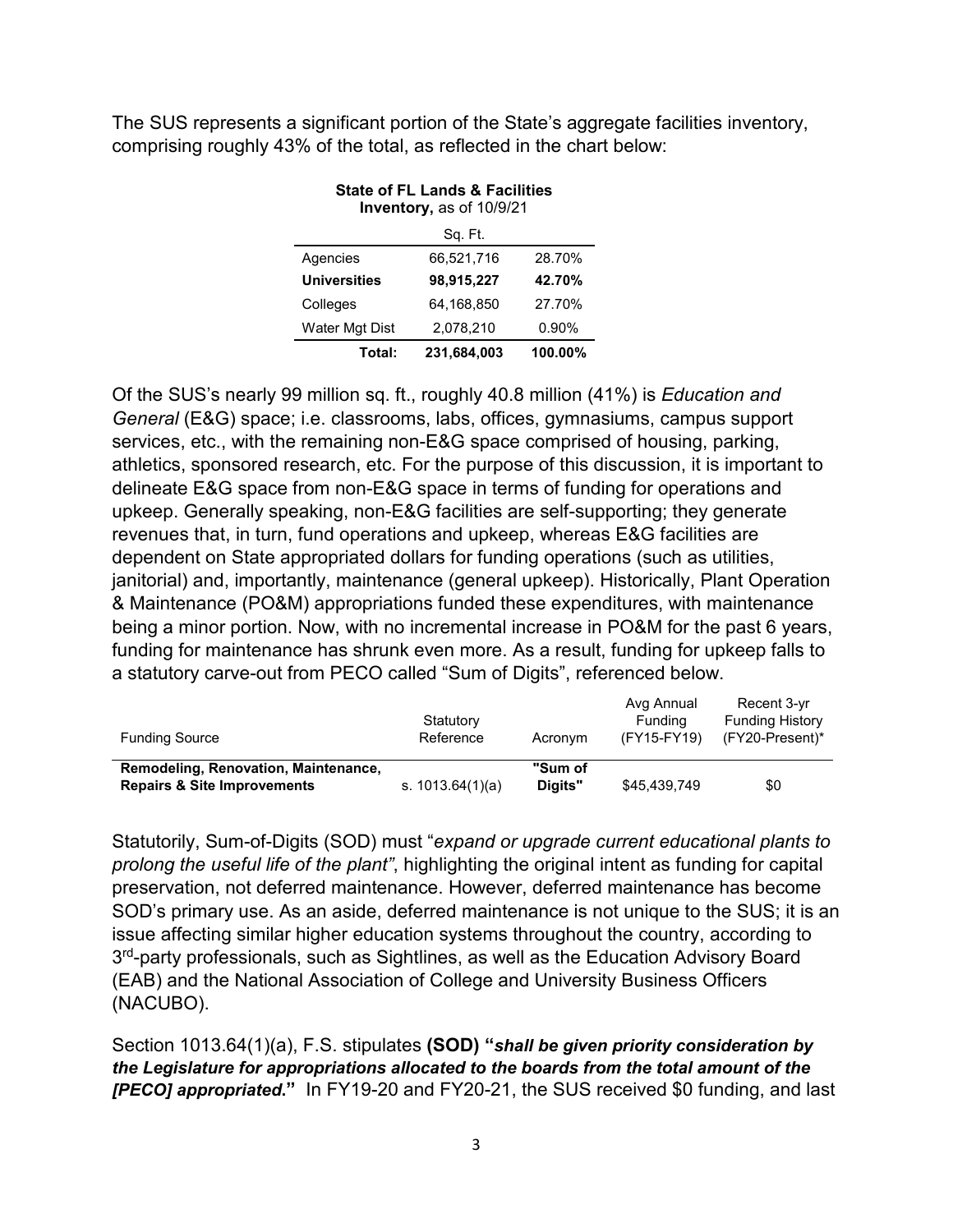The SUS represents a significant portion of the State's aggregate facilities inventory, comprising roughly 43% of the total, as reflected in the chart below:

**State of FL Lands & Facilities Inventory,** as of 10/9/21

| | Sq. Ft. | |
|---|---|---|
| Agencies | 66,521,716 | 28.70% |
| **Universities** | **98,915,227** | **42.70%** |
| Colleges | 64,168,850 | 27.70% |
| Water Mgt Dist | 2,078,210 | 0.90% |
| **Total:** | **231,684,003** | **100.00%** |

Of the SUS's nearly 99 million sq. ft., roughly 40.8 million (41%) is *Education and General* (E&G) space; i.e. classrooms, labs, offices, gymnasiums, campus support services, etc., with the remaining non-E&G space comprised of housing, parking, athletics, sponsored research, etc. For the purpose of this discussion, it is important to delineate E&G space from non-E&G space in terms of funding for operations and upkeep. Generally speaking, non-E&G facilities are self-supporting; they generate revenues that, in turn, fund operations and upkeep, whereas E&G facilities are dependent on State appropriated dollars for funding operations (such as utilities, janitorial) and, importantly, maintenance (general upkeep). Historically, Plant Operation & Maintenance (PO&M) appropriations funded these expenditures, with maintenance being a minor portion. Now, with no incremental increase in PO&M for the past 6 years, funding for maintenance has shrunk even more. As a result, funding for upkeep falls to a statutory carve-out from PECO called "Sum of Digits", referenced below.

| Funding Source | Statutory Reference | Acronym | Avg Annual Funding (FY15-FY19) | Recent 3-yr Funding History (FY20-Present)* |
|---|---|---|---|---|
| **Remodeling, Renovation, Maintenance, Repairs & Site Improvements** | s. 1013.64(1)(a) | **"Sum of Digits"** | $45,439,749 | $0 |

Statutorily, Sum-of-Digits (SOD) must "*expand or upgrade current educational plants to prolong the useful life of the plant"*, highlighting the original intent as funding for capital preservation, not deferred maintenance. However, deferred maintenance has become SOD's primary use. As an aside, deferred maintenance is not unique to the SUS; it is an issue affecting similar higher education systems throughout the country, according to 3rd-party professionals, such as Sightlines, as well as the Education Advisory Board (EAB) and the National Association of College and University Business Officers (NACUBO).

Section 1013.64(1)(a), F.S. stipulates **(SOD) "*shall be given priority consideration by the Legislature for appropriations allocated to the boards from the total amount of the [PECO] appropriated.*"** In FY19-20 and FY20-21, the SUS received $0 funding, and last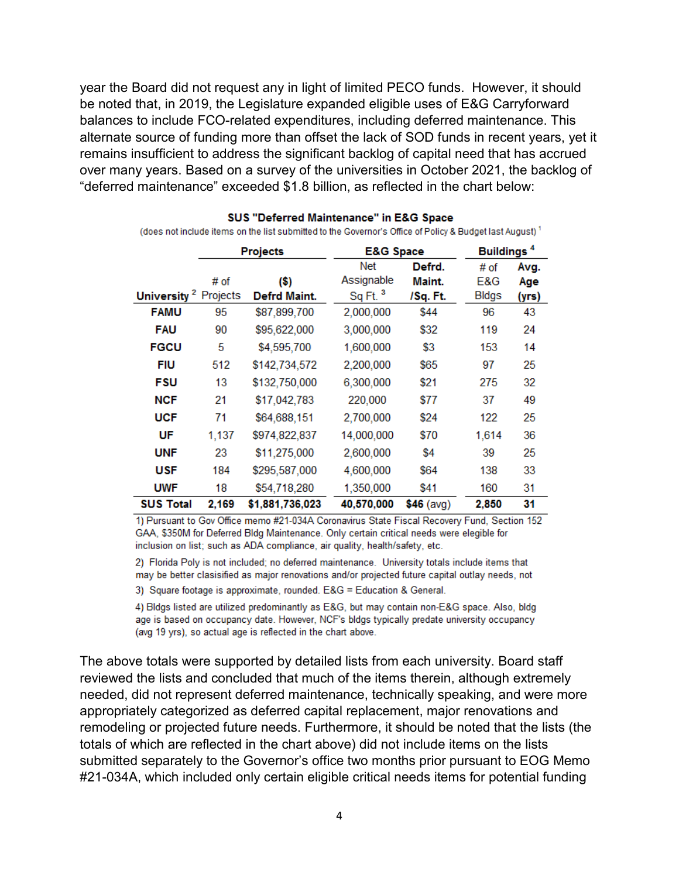year the Board did not request any in light of limited PECO funds. However, it should be noted that, in 2019, the Legislature expanded eligible uses of E&G Carryforward balances to include FCO-related expenditures, including deferred maintenance. This alternate source of funding more than offset the lack of SOD funds in recent years, yet it remains insufficient to address the significant backlog of capital need that has accrued over many years. Based on a survey of the universities in October 2021, the backlog of "deferred maintenance" exceeded $1.8 billion, as reflected in the chart below:

**SUS "Deferred Maintenance" in E&G Space**

(does not include items on the list submitted to the Governor's Office of Policy & Budget last August) [1]

| | Projects | | E&G Space | | Buildings [4] | |
|---|---|---|---|---|---|---|
| **University** [2] | # of Projects | **($) Defrd Maint.** | Net Assignable Sq Ft. [3] | **Defrd. Maint. /Sq. Ft.** | # of E&G Bldgs | **Avg. Age (yrs)** |
| **FAMU** | 95 | $87,899,700 | 2,000,000 | $44 | 96 | 43 |
| **FAU** | 90 | $95,622,000 | 3,000,000 | $32 | 119 | 24 |
| **FGCU** | 5 | $4,595,700 | 1,600,000 | $3 | 153 | 14 |
| **FIU** | 512 | $142,734,572 | 2,200,000 | $65 | 97 | 25 |
| **FSU** | 13 | $132,750,000 | 6,300,000 | $21 | 275 | 32 |
| **NCF** | 21 | $17,042,783 | 220,000 | $77 | 37 | 49 |
| **UCF** | 71 | $64,688,151 | 2,700,000 | $24 | 122 | 25 |
| **UF** | 1,137 | $974,822,837 | 14,000,000 | $70 | 1,614 | 36 |
| **UNF** | 23 | $11,275,000 | 2,600,000 | $4 | 39 | 25 |
| **USF** | 184 | $295,587,000 | 4,600,000 | $64 | 138 | 33 |
| **UWF** | 18 | $54,718,280 | 1,350,000 | $41 | 160 | 31 |
| **SUS Total** | **2,169** | **$1,881,736,023** | **40,570,000** | **$46** (avg) | **2,850** | **31** |

1) Pursuant to Gov Office memo #21-034A Coronavirus State Fiscal Recovery Fund, Section 152 GAA, $350M for Deferred Bldg Maintenance. Only certain critical needs were eligible for inclusion on list; such as ADA compliance, air quality, health/safety, etc.

2) Florida Poly is not included; no deferred maintenance. University totals include items that may be better clasisified as major renovations and/or projected future capital outlay needs, not

3) Square footage is approximate, rounded. E&G = Education & General.

4) Bldgs listed are utilized predominantly as E&G, but may contain non-E&G space. Also, bldg age is based on occupancy date. However, NCF's bldgs typically predate university occupancy (avg 19 yrs), so actual age is reflected in the chart above.

The above totals were supported by detailed lists from each university. Board staff reviewed the lists and concluded that much of the items therein, although extremely needed, did not represent deferred maintenance, technically speaking, and were more appropriately categorized as deferred capital replacement, major renovations and remodeling or projected future needs. Furthermore, it should be noted that the lists (the totals of which are reflected in the chart above) did not include items on the lists submitted separately to the Governor's office two months prior pursuant to EOG Memo #21-034A, which included only certain eligible critical needs items for potential funding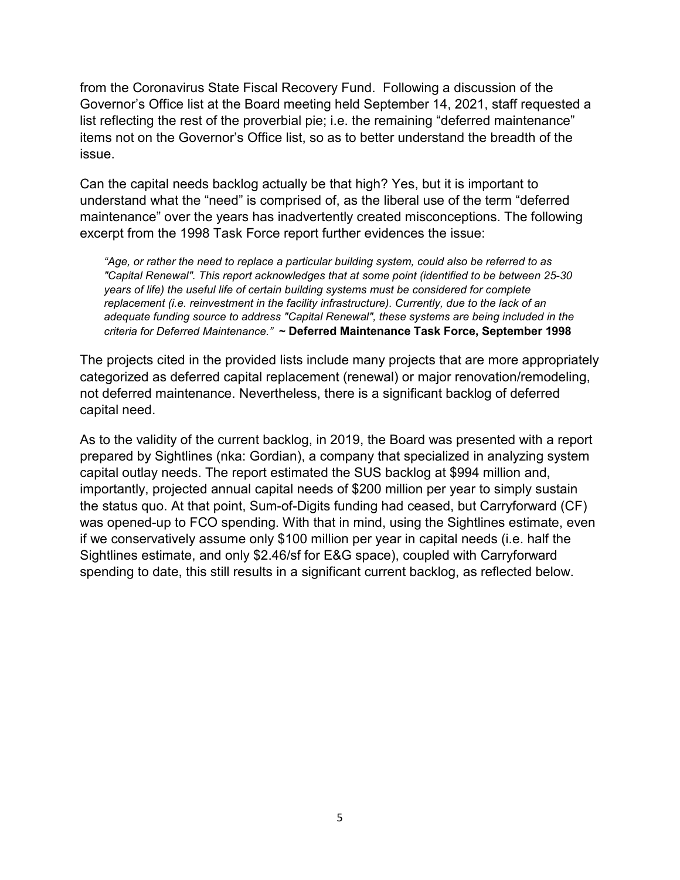from the Coronavirus State Fiscal Recovery Fund. Following a discussion of the Governor's Office list at the Board meeting held September 14, 2021, staff requested a list reflecting the rest of the proverbial pie; i.e. the remaining "deferred maintenance" items not on the Governor's Office list, so as to better understand the breadth of the issue.

Can the capital needs backlog actually be that high? Yes, but it is important to understand what the "need" is comprised of, as the liberal use of the term "deferred maintenance" over the years has inadvertently created misconceptions. The following excerpt from the 1998 Task Force report further evidences the issue:

> *"Age, or rather the need to replace a particular building system, could also be referred to as "Capital Renewal". This report acknowledges that at some point (identified to be between 25-30 years of life) the useful life of certain building systems must be considered for complete replacement (i.e. reinvestment in the facility infrastructure). Currently, due to the lack of an adequate funding source to address "Capital Renewal", these systems are being included in the criteria for Deferred Maintenance."* **~ Deferred Maintenance Task Force, September 1998**

The projects cited in the provided lists include many projects that are more appropriately categorized as deferred capital replacement (renewal) or major renovation/remodeling, not deferred maintenance. Nevertheless, there is a significant backlog of deferred capital need.

As to the validity of the current backlog, in 2019, the Board was presented with a report prepared by Sightlines (nka: Gordian), a company that specialized in analyzing system capital outlay needs. The report estimated the SUS backlog at $994 million and, importantly, projected annual capital needs of $200 million per year to simply sustain the status quo. At that point, Sum-of-Digits funding had ceased, but Carryforward (CF) was opened-up to FCO spending. With that in mind, using the Sightlines estimate, even if we conservatively assume only $100 million per year in capital needs (i.e. half the Sightlines estimate, and only $2.46/sf for E&G space), coupled with Carryforward spending to date, this still results in a significant current backlog, as reflected below.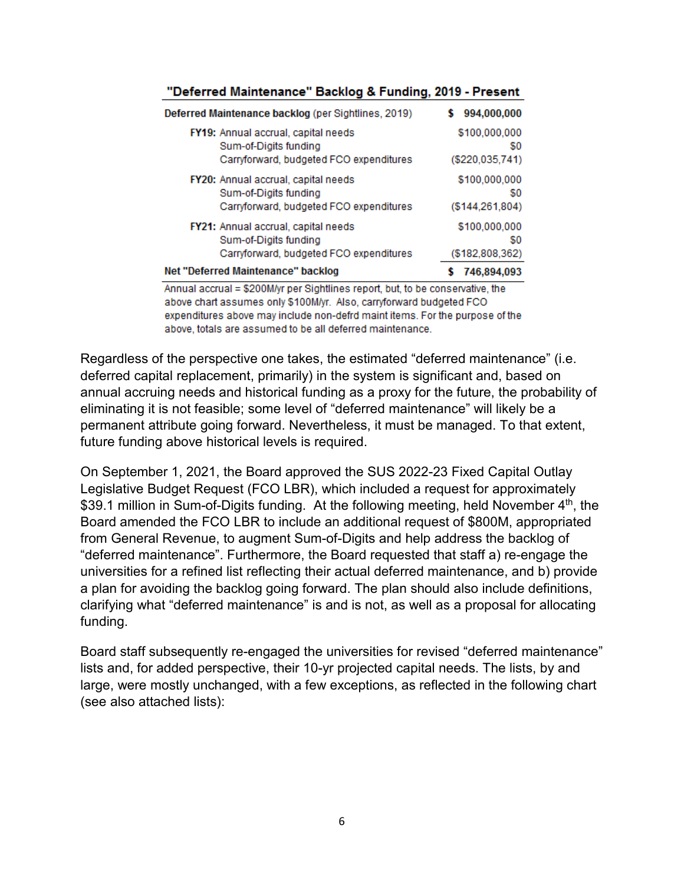**"Deferred Maintenance" Backlog & Funding, 2019 - Present**

| | |
|---|---|
| **Deferred Maintenance backlog** (per Sightlines, 2019) | **$ 994,000,000** |
| **FY19:** Annual accrual, capital needs | $100,000,000 |
| Sum-of-Digits funding | $0 |
| Carryforward, budgeted FCO expenditures | ($220,035,741) |
| **FY20:** Annual accrual, capital needs | $100,000,000 |
| Sum-of-Digits funding | $0 |
| Carryforward, budgeted FCO expenditures | ($144,261,804) |
| **FY21:** Annual accrual, capital needs | $100,000,000 |
| Sum-of-Digits funding | $0 |
| Carryforward, budgeted FCO expenditures | ($182,808,362) |
| **Net "Deferred Maintenance" backlog** | **$ 746,894,093** |

Annual accrual = $200M/yr per Sightlines report, but, to be conservative, the above chart assumes only $100M/yr. Also, carryforward budgeted FCO expenditures above may include non-defrd maint items. For the purpose of the above, totals are assumed to be all deferred maintenance.

Regardless of the perspective one takes, the estimated "deferred maintenance" (i.e. deferred capital replacement, primarily) in the system is significant and, based on annual accruing needs and historical funding as a proxy for the future, the probability of eliminating it is not feasible; some level of "deferred maintenance" will likely be a permanent attribute going forward. Nevertheless, it must be managed. To that extent, future funding above historical levels is required.

On September 1, 2021, the Board approved the SUS 2022-23 Fixed Capital Outlay Legislative Budget Request (FCO LBR), which included a request for approximately $39.1 million in Sum-of-Digits funding. At the following meeting, held November 4th, the Board amended the FCO LBR to include an additional request of $800M, appropriated from General Revenue, to augment Sum-of-Digits and help address the backlog of "deferred maintenance". Furthermore, the Board requested that staff a) re-engage the universities for a refined list reflecting their actual deferred maintenance, and b) provide a plan for avoiding the backlog going forward. The plan should also include definitions, clarifying what "deferred maintenance" is and is not, as well as a proposal for allocating funding.

Board staff subsequently re-engaged the universities for revised "deferred maintenance" lists and, for added perspective, their 10-yr projected capital needs. The lists, by and large, were mostly unchanged, with a few exceptions, as reflected in the following chart (see also attached lists):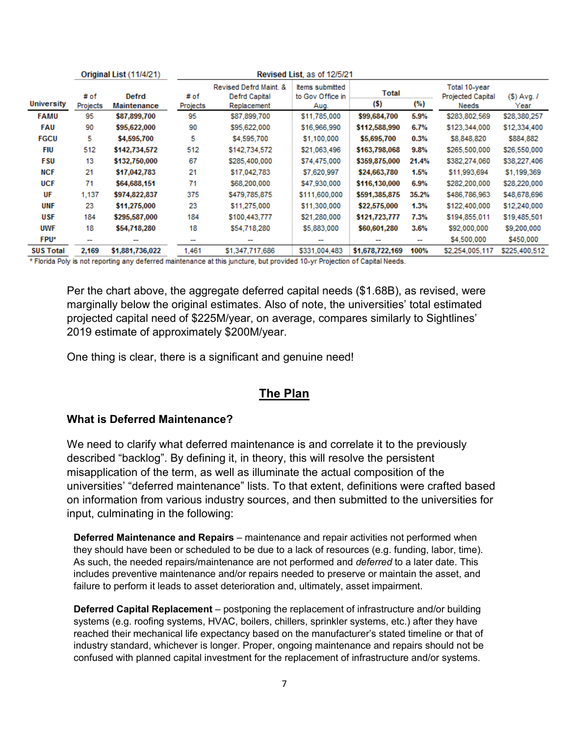| University | Original List (11/4/21) | | Revised List, as of 12/5/21 | | | | | | |
|---|---|---|---|---|---|---|---|---|---|
| | # of Projects | Defrd Maintenance | # of Projects | Revised Defrd Maint. & Defrd Capital Replacement | Items submitted to Gov Office in Aug. | Total ($) | Total (%) | Total 10-year Projected Capital Needs | ($) Avg. / Year |
| **FAMU** | 95 | **$87,899,700** | 95 | $87,899,700 | $11,785,000 | **$99,684,700** | **5.9%** | $283,802,569 | $28,380,257 |
| **FAU** | 90 | **$95,622,000** | 90 | $95,622,000 | $16,966,990 | **$112,588,990** | **6.7%** | $123,344,000 | $12,334,400 |
| **FGCU** | 5 | **$4,595,700** | 5 | $4,595,700 | $1,100,000 | **$5,695,700** | **0.3%** | $8,848,820 | $884,882 |
| **FIU** | 512 | **$142,734,572** | 512 | $142,734,572 | $21,063,496 | **$163,798,068** | **9.8%** | $265,500,000 | $26,550,000 |
| **FSU** | 13 | **$132,750,000** | 67 | $285,400,000 | $74,475,000 | **$359,875,000** | **21.4%** | $382,274,060 | $38,227,406 |
| **NCF** | 21 | **$17,042,783** | 21 | $17,042,783 | $7,620,997 | **$24,663,780** | **1.5%** | $11,993,694 | $1,199,369 |
| **UCF** | 71 | **$64,688,151** | 71 | $68,200,000 | $47,930,000 | **$116,130,000** | **6.9%** | $282,200,000 | $28,220,000 |
| **UF** | 1,137 | **$974,822,837** | 375 | $479,785,875 | $111,600,000 | **$591,385,875** | **35.2%** | $486,786,963 | $48,678,696 |
| **UNF** | 23 | **$11,275,000** | 23 | $11,275,000 | $11,300,000 | **$22,575,000** | **1.3%** | $122,400,000 | $12,240,000 |
| **USF** | 184 | **$295,587,000** | 184 | $100,443,777 | $21,280,000 | **$121,723,777** | **7.3%** | $194,855,011 | $19,485,501 |
| **UWF** | 18 | **$54,718,280** | 18 | $54,718,280 | $5,883,000 | **$60,601,280** | **3.6%** | $92,000,000 | $9,200,000 |
| **FPU*** | -- | -- | -- | -- | -- | -- | -- | $4,500,000 | $450,000 |
| **SUS Total** | **2,169** | **$1,881,736,022** | 1,461 | $1,347,717,686 | $331,004,483 | **$1,678,722,169** | **100%** | $2,254,005,117 | $225,400,512 |

* Florida Poly is not reporting any deferred maintenance at this juncture, but provided 10-yr Projection of Capital Needs.

Per the chart above, the aggregate deferred capital needs ($1.68B), as revised, were marginally below the original estimates. Also of note, the universities' total estimated projected capital need of $225M/year, on average, compares similarly to Sightlines' 2019 estimate of approximately $200M/year.

One thing is clear, there is a significant and genuine need!

## The Plan

### What is Deferred Maintenance?

We need to clarify what deferred maintenance is and correlate it to the previously described "backlog". By defining it, in theory, this will resolve the persistent misapplication of the term, as well as illuminate the actual composition of the universities' "deferred maintenance" lists. To that extent, definitions were crafted based on information from various industry sources, and then submitted to the universities for input, culminating in the following:

**Deferred Maintenance and Repairs** – maintenance and repair activities not performed when they should have been or scheduled to be due to a lack of resources (e.g. funding, labor, time). As such, the needed repairs/maintenance are not performed and *deferred* to a later date. This includes preventive maintenance and/or repairs needed to preserve or maintain the asset, and failure to perform it leads to asset deterioration and, ultimately, asset impairment.

**Deferred Capital Replacement** – postponing the replacement of infrastructure and/or building systems (e.g. roofing systems, HVAC, boilers, chillers, sprinkler systems, etc.) after they have reached their mechanical life expectancy based on the manufacturer's stated timeline or that of industry standard, whichever is longer. Proper, ongoing maintenance and repairs should not be confused with planned capital investment for the replacement of infrastructure and/or systems.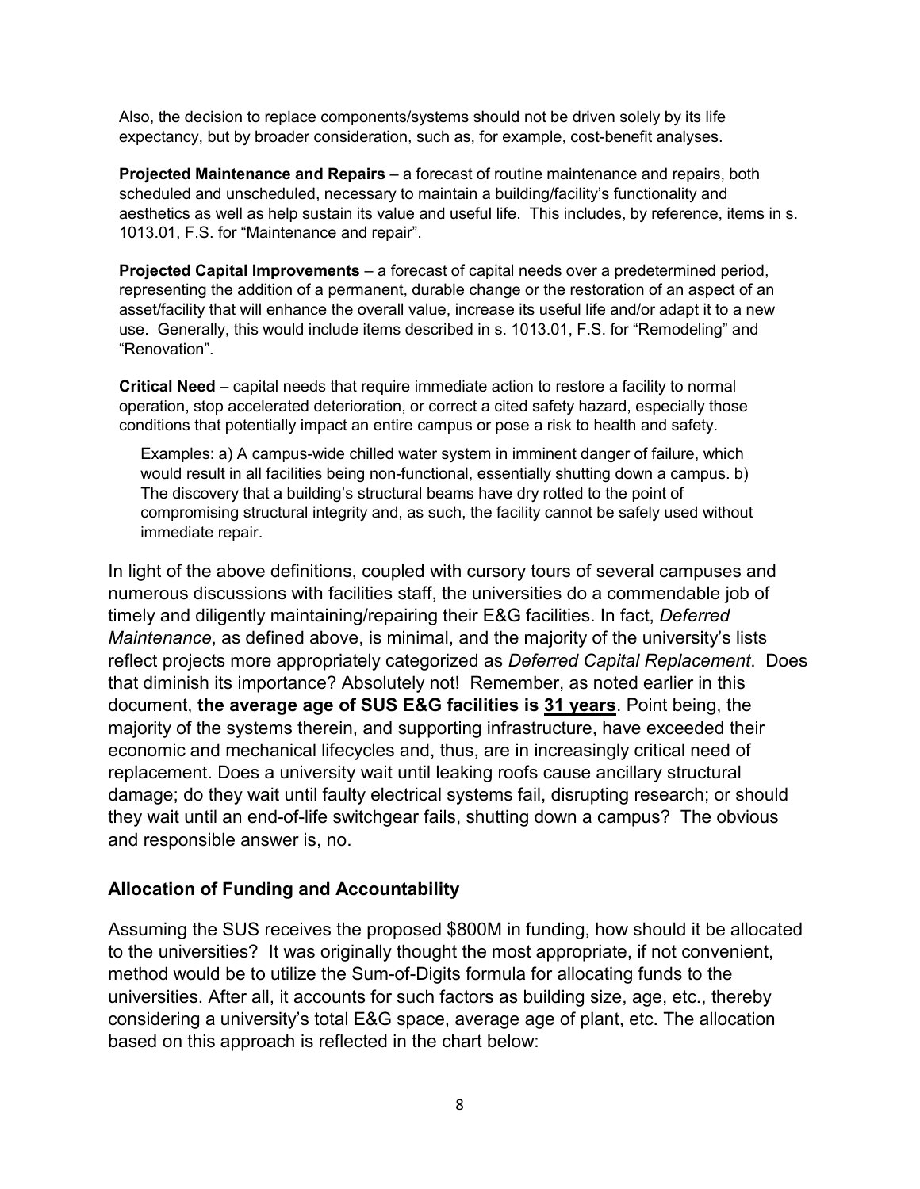Also, the decision to replace components/systems should not be driven solely by its life expectancy, but by broader consideration, such as, for example, cost-benefit analyses.

**Projected Maintenance and Repairs** – a forecast of routine maintenance and repairs, both scheduled and unscheduled, necessary to maintain a building/facility's functionality and aesthetics as well as help sustain its value and useful life. This includes, by reference, items in s. 1013.01, F.S. for "Maintenance and repair".

**Projected Capital Improvements** – a forecast of capital needs over a predetermined period, representing the addition of a permanent, durable change or the restoration of an aspect of an asset/facility that will enhance the overall value, increase its useful life and/or adapt it to a new use. Generally, this would include items described in s. 1013.01, F.S. for "Remodeling" and "Renovation".

**Critical Need** – capital needs that require immediate action to restore a facility to normal operation, stop accelerated deterioration, or correct a cited safety hazard, especially those conditions that potentially impact an entire campus or pose a risk to health and safety.

Examples: a) A campus-wide chilled water system in imminent danger of failure, which would result in all facilities being non-functional, essentially shutting down a campus. b) The discovery that a building's structural beams have dry rotted to the point of compromising structural integrity and, as such, the facility cannot be safely used without immediate repair.

In light of the above definitions, coupled with cursory tours of several campuses and numerous discussions with facilities staff, the universities do a commendable job of timely and diligently maintaining/repairing their E&G facilities. In fact, *Deferred Maintenance*, as defined above, is minimal, and the majority of the university's lists reflect projects more appropriately categorized as *Deferred Capital Replacement*. Does that diminish its importance? Absolutely not! Remember, as noted earlier in this document, **the average age of SUS E&G facilities is 31 years**. Point being, the majority of the systems therein, and supporting infrastructure, have exceeded their economic and mechanical lifecycles and, thus, are in increasingly critical need of replacement. Does a university wait until leaking roofs cause ancillary structural damage; do they wait until faulty electrical systems fail, disrupting research; or should they wait until an end-of-life switchgear fails, shutting down a campus? The obvious and responsible answer is, no.

## Allocation of Funding and Accountability

Assuming the SUS receives the proposed $800M in funding, how should it be allocated to the universities? It was originally thought the most appropriate, if not convenient, method would be to utilize the Sum-of-Digits formula for allocating funds to the universities. After all, it accounts for such factors as building size, age, etc., thereby considering a university's total E&G space, average age of plant, etc. The allocation based on this approach is reflected in the chart below: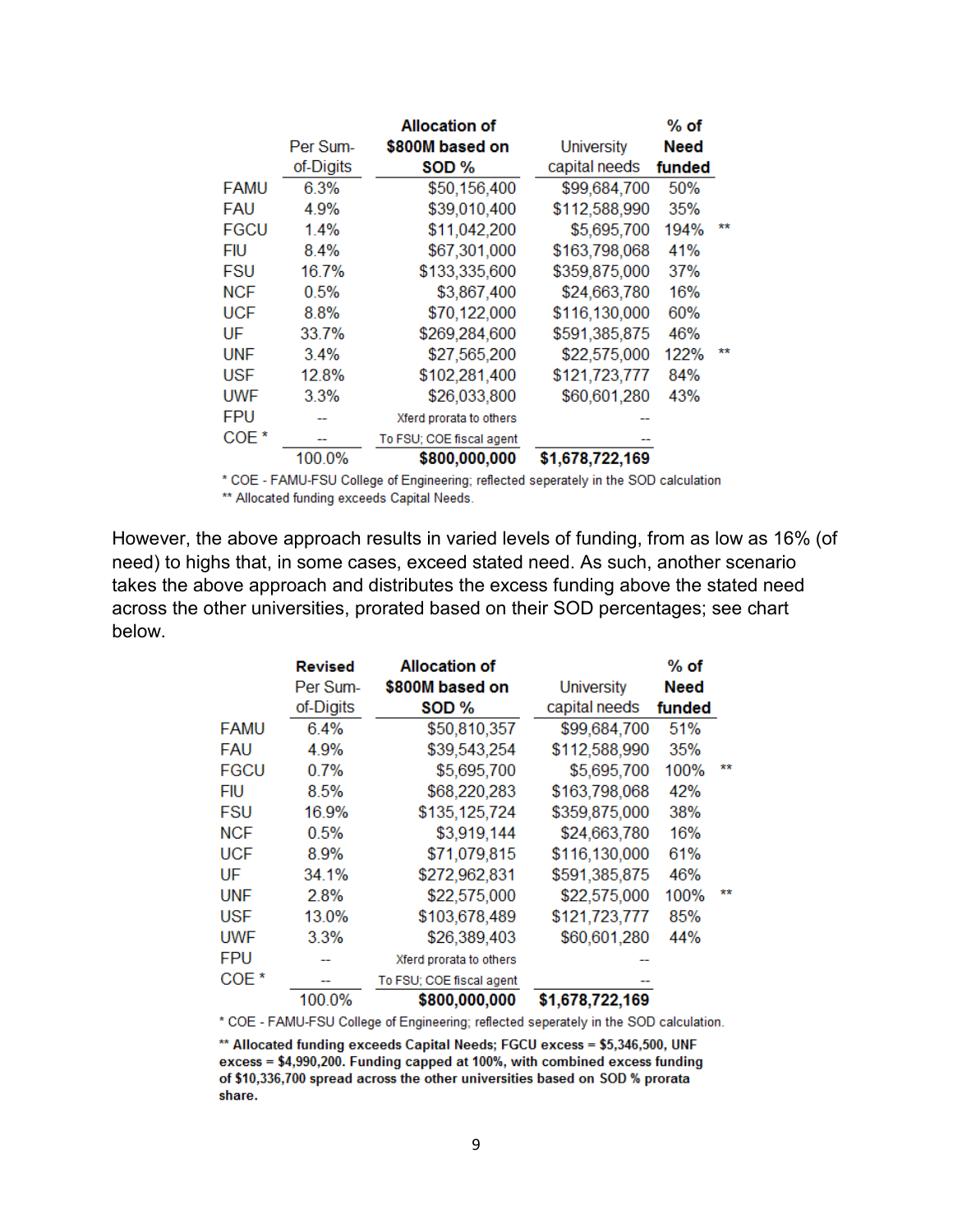| | Per Sum-of-Digits | Allocation of $800M based on SOD % | University capital needs | % of Need funded | |
|---|---|---|---|---|---|
| FAMU | 6.3% | $50,156,400 | $99,684,700 | 50% | |
| FAU | 4.9% | $39,010,400 | $112,588,990 | 35% | |
| FGCU | 1.4% | $11,042,200 | $5,695,700 | 194% | ** |
| FIU | 8.4% | $67,301,000 | $163,798,068 | 41% | |
| FSU | 16.7% | $133,335,600 | $359,875,000 | 37% | |
| NCF | 0.5% | $3,867,400 | $24,663,780 | 16% | |
| UCF | 8.8% | $70,122,000 | $116,130,000 | 60% | |
| UF | 33.7% | $269,284,600 | $591,385,875 | 46% | |
| UNF | 3.4% | $27,565,200 | $22,575,000 | 122% | ** |
| USF | 12.8% | $102,281,400 | $121,723,777 | 84% | |
| UWF | 3.3% | $26,033,800 | $60,601,280 | 43% | |
| FPU | -- | Xferd prorata to others | -- | | |
| COE * | -- | To FSU; COE fiscal agent | -- | | |
| | 100.0% | **$800,000,000** | **$1,678,722,169** | | |

\* COE - FAMU-FSU College of Engineering; reflected seperately in the SOD calculation

** Allocated funding exceeds Capital Needs.

However, the above approach results in varied levels of funding, from as low as 16% (of need) to highs that, in some cases, exceed stated need. As such, another scenario takes the above approach and distributes the excess funding above the stated need across the other universities, prorated based on their SOD percentages; see chart below.

| | **Revised** Per Sum-of-Digits | Allocation of $800M based on SOD % | University capital needs | % of Need funded | |
|---|---|---|---|---|---|
| FAMU | 6.4% | $50,810,357 | $99,684,700 | 51% | |
| FAU | 4.9% | $39,543,254 | $112,588,990 | 35% | |
| FGCU | 0.7% | $5,695,700 | $5,695,700 | 100% | ** |
| FIU | 8.5% | $68,220,283 | $163,798,068 | 42% | |
| FSU | 16.9% | $135,125,724 | $359,875,000 | 38% | |
| NCF | 0.5% | $3,919,144 | $24,663,780 | 16% | |
| UCF | 8.9% | $71,079,815 | $116,130,000 | 61% | |
| UF | 34.1% | $272,962,831 | $591,385,875 | 46% | |
| UNF | 2.8% | $22,575,000 | $22,575,000 | 100% | ** |
| USF | 13.0% | $103,678,489 | $121,723,777 | 85% | |
| UWF | 3.3% | $26,389,403 | $60,601,280 | 44% | |
| FPU | -- | Xferd prorata to others | -- | | |
| COE * | -- | To FSU; COE fiscal agent | -- | | |
| | 100.0% | **$800,000,000** | **$1,678,722,169** | | |

\* COE - FAMU-FSU College of Engineering; reflected seperately in the SOD calculation.

**** Allocated funding exceeds Capital Needs; FGCU excess = $5,346,500, UNF excess = $4,990,200. Funding capped at 100%, with combined excess funding of $10,336,700 spread across the other universities based on SOD % prorata share.**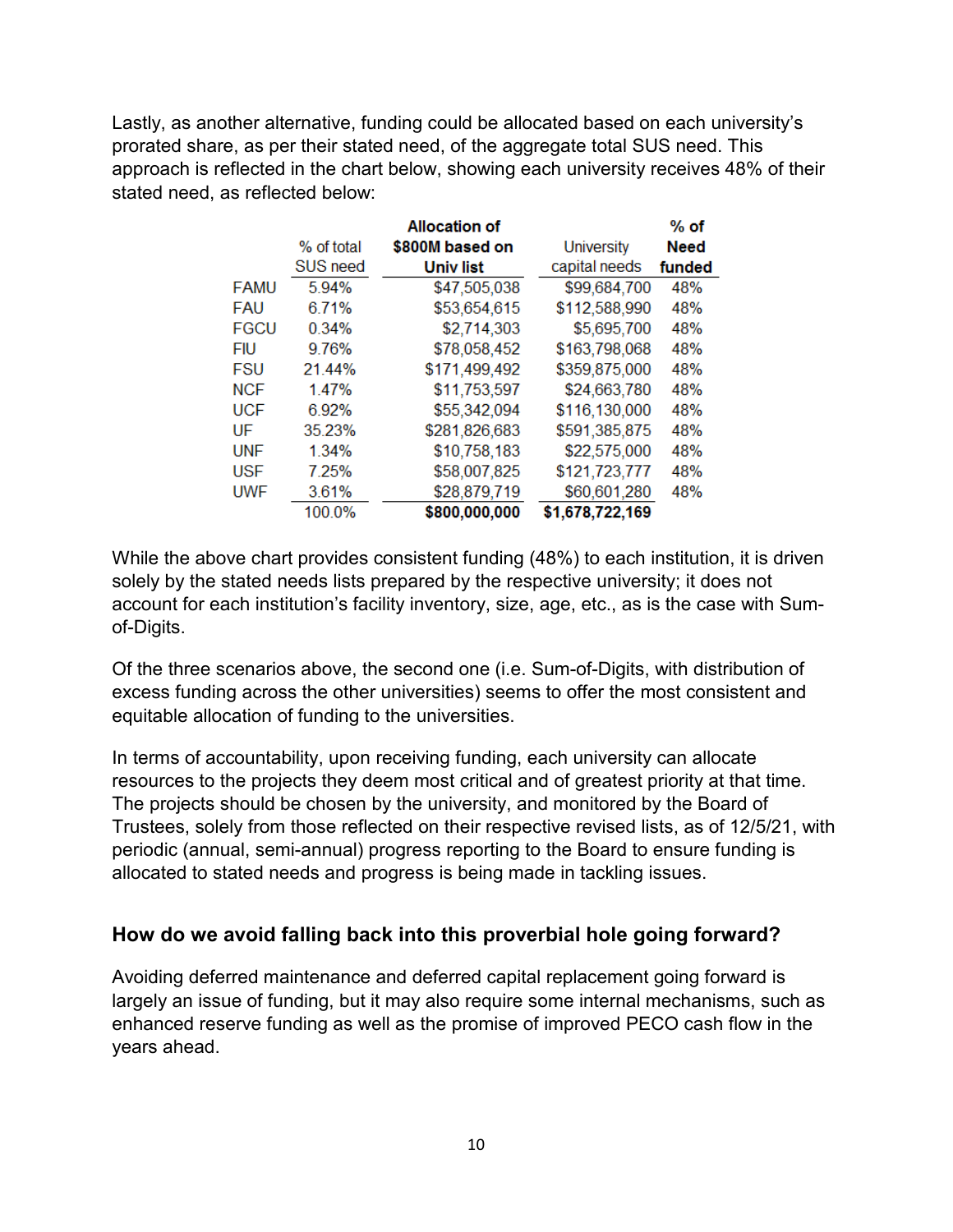Lastly, as another alternative, funding could be allocated based on each university's prorated share, as per their stated need, of the aggregate total SUS need. This approach is reflected in the chart below, showing each university receives 48% of their stated need, as reflected below:

| | % of total SUS need | **Allocation of $800M based on Univ list** | University capital needs | **% of Need funded** |
|---|---|---|---|---|
| FAMU | 5.94% | $47,505,038 | $99,684,700 | 48% |
| FAU | 6.71% | $53,654,615 | $112,588,990 | 48% |
| FGCU | 0.34% | $2,714,303 | $5,695,700 | 48% |
| FIU | 9.76% | $78,058,452 | $163,798,068 | 48% |
| FSU | 21.44% | $171,499,492 | $359,875,000 | 48% |
| NCF | 1.47% | $11,753,597 | $24,663,780 | 48% |
| UCF | 6.92% | $55,342,094 | $116,130,000 | 48% |
| UF | 35.23% | $281,826,683 | $591,385,875 | 48% |
| UNF | 1.34% | $10,758,183 | $22,575,000 | 48% |
| USF | 7.25% | $58,007,825 | $121,723,777 | 48% |
| UWF | 3.61% | $28,879,719 | $60,601,280 | 48% |
| | 100.0% | **$800,000,000** | **$1,678,722,169** | |

While the above chart provides consistent funding (48%) to each institution, it is driven solely by the stated needs lists prepared by the respective university; it does not account for each institution's facility inventory, size, age, etc., as is the case with Sum-of-Digits.

Of the three scenarios above, the second one (i.e. Sum-of-Digits, with distribution of excess funding across the other universities) seems to offer the most consistent and equitable allocation of funding to the universities.

In terms of accountability, upon receiving funding, each university can allocate resources to the projects they deem most critical and of greatest priority at that time. The projects should be chosen by the university, and monitored by the Board of Trustees, solely from those reflected on their respective revised lists, as of 12/5/21, with periodic (annual, semi-annual) progress reporting to the Board to ensure funding is allocated to stated needs and progress is being made in tackling issues.

### How do we avoid falling back into this proverbial hole going forward?

Avoiding deferred maintenance and deferred capital replacement going forward is largely an issue of funding, but it may also require some internal mechanisms, such as enhanced reserve funding as well as the promise of improved PECO cash flow in the years ahead.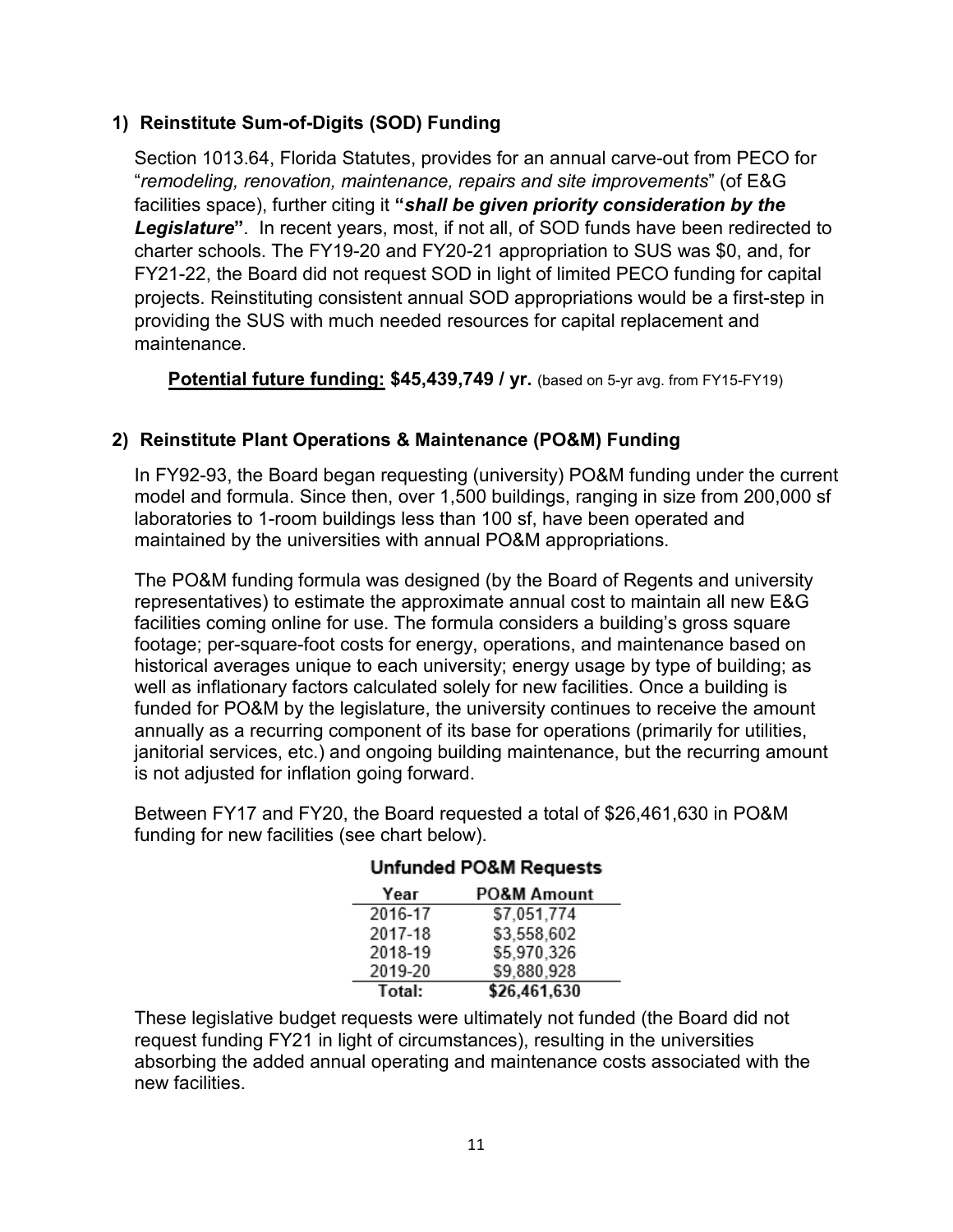### 1) Reinstitute Sum-of-Digits (SOD) Funding

Section 1013.64, Florida Statutes, provides for an annual carve-out from PECO for "*remodeling, renovation, maintenance, repairs and site improvements*" (of E&G facilities space), further citing it **"*shall be given priority consideration by the Legislature*"**. In recent years, most, if not all, of SOD funds have been redirected to charter schools. The FY19-20 and FY20-21 appropriation to SUS was $0, and, for FY21-22, the Board did not request SOD in light of limited PECO funding for capital projects. Reinstituting consistent annual SOD appropriations would be a first-step in providing the SUS with much needed resources for capital replacement and maintenance.

**Potential future funding: $45,439,749 / yr.** (based on 5-yr avg. from FY15-FY19)

### 2) Reinstitute Plant Operations & Maintenance (PO&M) Funding

In FY92-93, the Board began requesting (university) PO&M funding under the current model and formula. Since then, over 1,500 buildings, ranging in size from 200,000 sf laboratories to 1-room buildings less than 100 sf, have been operated and maintained by the universities with annual PO&M appropriations.

The PO&M funding formula was designed (by the Board of Regents and university representatives) to estimate the approximate annual cost to maintain all new E&G facilities coming online for use. The formula considers a building's gross square footage; per-square-foot costs for energy, operations, and maintenance based on historical averages unique to each university; energy usage by type of building; as well as inflationary factors calculated solely for new facilities. Once a building is funded for PO&M by the legislature, the university continues to receive the amount annually as a recurring component of its base for operations (primarily for utilities, janitorial services, etc.) and ongoing building maintenance, but the recurring amount is not adjusted for inflation going forward.

Between FY17 and FY20, the Board requested a total of $26,461,630 in PO&M funding for new facilities (see chart below).

**Unfunded PO&M Requests**

| Year | PO&M Amount |
|---|---|
| 2016-17 | $7,051,774 |
| 2017-18 | $3,558,602 |
| 2018-19 | $5,970,326 |
| 2019-20 | $9,880,928 |
| **Total:** | **$26,461,630** |

These legislative budget requests were ultimately not funded (the Board did not request funding FY21 in light of circumstances), resulting in the universities absorbing the added annual operating and maintenance costs associated with the new facilities.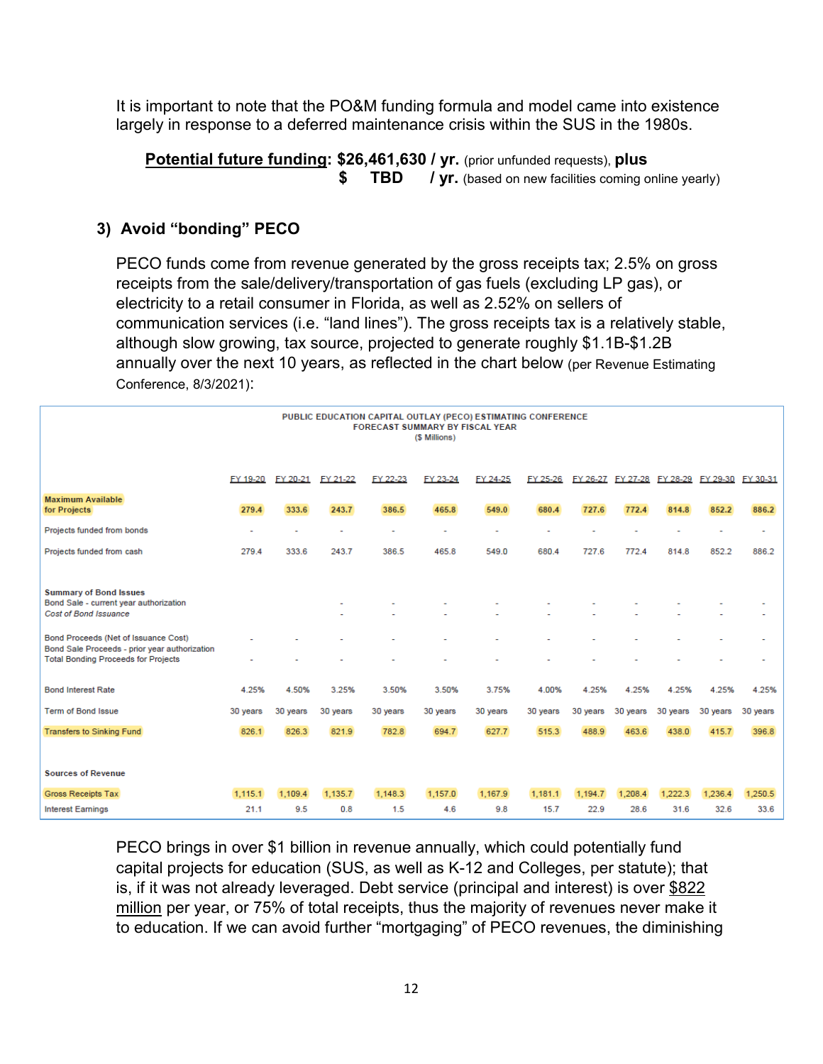It is important to note that the PO&M funding formula and model came into existence largely in response to a deferred maintenance crisis within the SUS in the 1980s.

**Potential future funding: $26,461,630 / yr.** (prior unfunded requests), **plus**
**$ TBD / yr.** (based on new facilities coming online yearly)

### 3) Avoid "bonding" PECO

PECO funds come from revenue generated by the gross receipts tax; 2.5% on gross receipts from the sale/delivery/transportation of gas fuels (excluding LP gas), or electricity to a retail consumer in Florida, as well as 2.52% on sellers of communication services (i.e. "land lines"). The gross receipts tax is a relatively stable, although slow growing, tax source, projected to generate roughly $1.1B-$1.2B annually over the next 10 years, as reflected in the chart below (per Revenue Estimating Conference, 8/3/2021):

**PUBLIC EDUCATION CAPITAL OUTLAY (PECO) ESTIMATING CONFERENCE**
**FORECAST SUMMARY BY FISCAL YEAR**
($ Millions)

| | FY 19-20 | FY 20-21 | FY 21-22 | FY 22-23 | FY 23-24 | FY 24-25 | FY 25-26 | FY 26-27 | FY 27-28 | FY 28-29 | FY 29-30 | FY 30-31 |
|---|---|---|---|---|---|---|---|---|---|---|---|---|
| **Maximum Available for Projects** | **279.4** | **333.6** | **243.7** | **386.5** | **465.8** | **549.0** | **680.4** | **727.6** | **772.4** | **814.8** | **852.2** | **886.2** |
| Projects funded from bonds | - | - | - | - | - | - | - | - | - | - | - | - |
| Projects funded from cash | 279.4 | 333.6 | 243.7 | 386.5 | 465.8 | 549.0 | 680.4 | 727.6 | 772.4 | 814.8 | 852.2 | 886.2 |
| **Summary of Bond Issues** | | | | | | | | | | | | |
| Bond Sale - current year authorization | | | - | - | - | - | - | - | - | - | - | - |
| *Cost of Bond Issuance* | | | - | - | - | - | - | - | - | - | - | - |
| Bond Proceeds (Net of Issuance Cost) | - | - | - | - | - | - | - | - | - | - | - | - |
| Bond Sale Proceeds - prior year authorization | | | | | | | | | | | | |
| Total Bonding Proceeds for Projects | - | - | - | - | - | - | - | - | - | - | - | - |
| Bond Interest Rate | 4.25% | 4.50% | 3.25% | 3.50% | 3.50% | 3.75% | 4.00% | 4.25% | 4.25% | 4.25% | 4.25% | 4.25% |
| Term of Bond Issue | 30 years | 30 years | 30 years | 30 years | 30 years | 30 years | 30 years | 30 years | 30 years | 30 years | 30 years | 30 years |
| Transfers to Sinking Fund | 826.1 | 826.3 | 821.9 | 782.8 | 694.7 | 627.7 | 515.3 | 488.9 | 463.6 | 438.0 | 415.7 | 396.8 |
| **Sources of Revenue** | | | | | | | | | | | | |
| Gross Receipts Tax | 1,115.1 | 1,109.4 | 1,135.7 | 1,148.3 | 1,157.0 | 1,167.9 | 1,181.1 | 1,194.7 | 1,208.4 | 1,222.3 | 1,236.4 | 1,250.5 |
| Interest Earnings | 21.1 | 9.5 | 0.8 | 1.5 | 4.6 | 9.8 | 15.7 | 22.9 | 28.6 | 31.6 | 32.6 | 33.6 |

PECO brings in over $1 billion in revenue annually, which could potentially fund capital projects for education (SUS, as well as K-12 and Colleges, per statute); that is, if it was not already leveraged. Debt service (principal and interest) is over $822 million per year, or 75% of total receipts, thus the majority of revenues never make it to education. If we can avoid further "mortgaging" of PECO revenues, the diminishing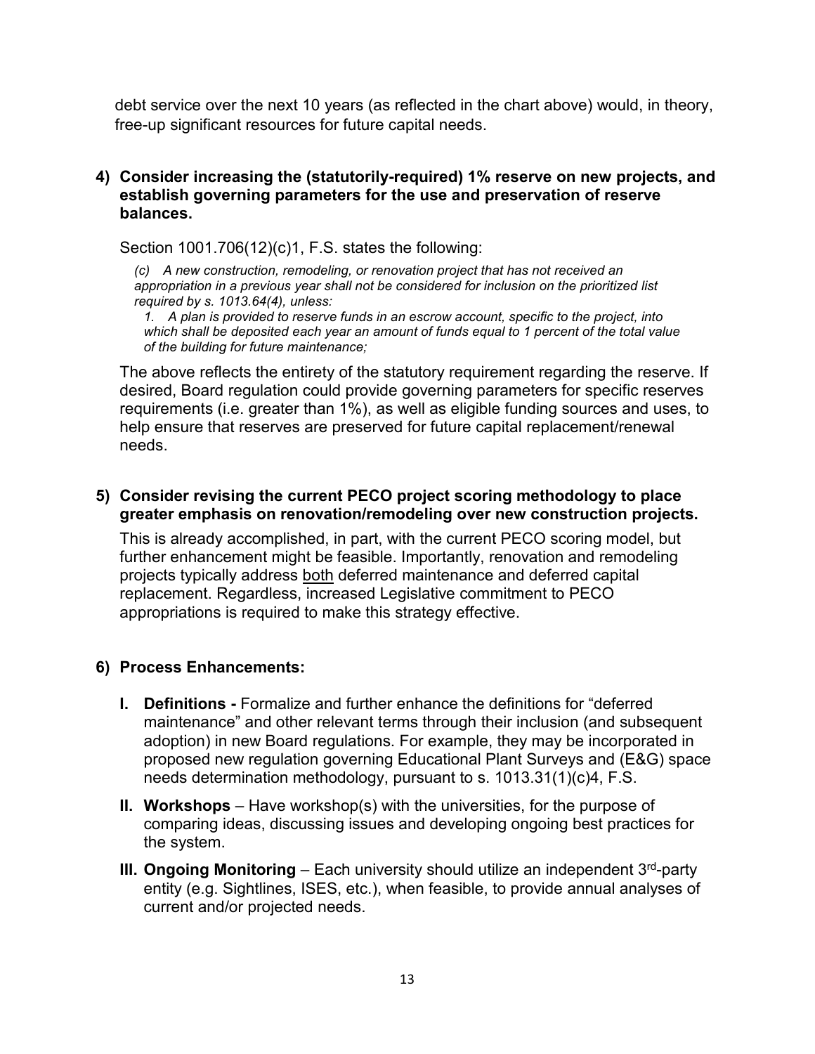debt service over the next 10 years (as reflected in the chart above) would, in theory, free-up significant resources for future capital needs.

**4) Consider increasing the (statutorily-required) 1% reserve on new projects, and establish governing parameters for the use and preservation of reserve balances.**

Section 1001.706(12)(c)1, F.S. states the following:

> *(c) A new construction, remodeling, or renovation project that has not received an appropriation in a previous year shall not be considered for inclusion on the prioritized list required by s. 1013.64(4), unless:*
>
> *1. A plan is provided to reserve funds in an escrow account, specific to the project, into which shall be deposited each year an amount of funds equal to 1 percent of the total value of the building for future maintenance;*

The above reflects the entirety of the statutory requirement regarding the reserve. If desired, Board regulation could provide governing parameters for specific reserves requirements (i.e. greater than 1%), as well as eligible funding sources and uses, to help ensure that reserves are preserved for future capital replacement/renewal needs.

**5) Consider revising the current PECO project scoring methodology to place greater emphasis on renovation/remodeling over new construction projects.**

This is already accomplished, in part, with the current PECO scoring model, but further enhancement might be feasible. Importantly, renovation and remodeling projects typically address both deferred maintenance and deferred capital replacement. Regardless, increased Legislative commitment to PECO appropriations is required to make this strategy effective.

**6) Process Enhancements:**

- **I. Definitions -** Formalize and further enhance the definitions for "deferred maintenance" and other relevant terms through their inclusion (and subsequent adoption) in new Board regulations. For example, they may be incorporated in proposed new regulation governing Educational Plant Surveys and (E&G) space needs determination methodology, pursuant to s. 1013.31(1)(c)4, F.S.
- **II. Workshops** – Have workshop(s) with the universities, for the purpose of comparing ideas, discussing issues and developing ongoing best practices for the system.
- **III. Ongoing Monitoring** – Each university should utilize an independent 3rd-party entity (e.g. Sightlines, ISES, etc.), when feasible, to provide annual analyses of current and/or projected needs.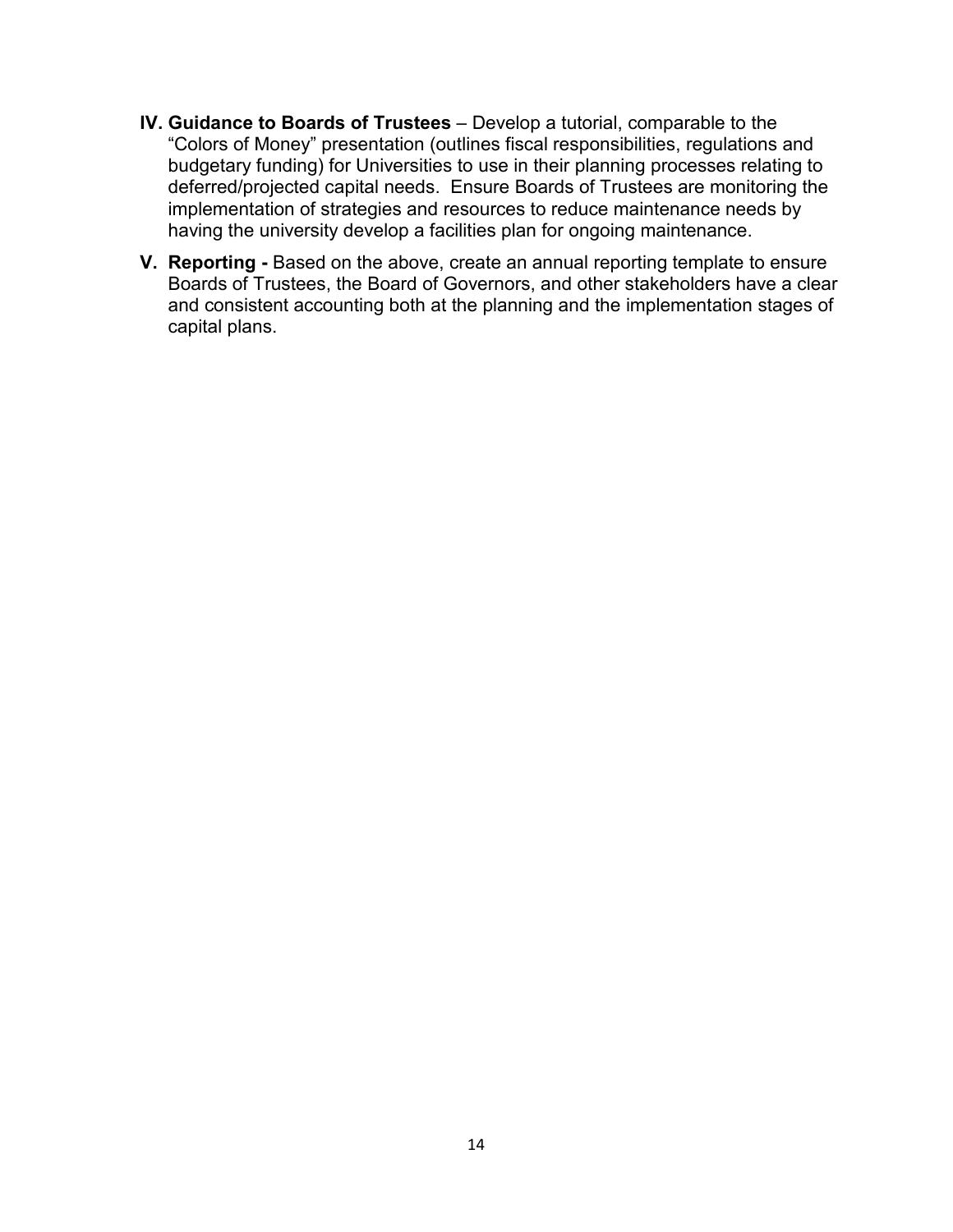IV. **Guidance to Boards of Trustees** – Develop a tutorial, comparable to the "Colors of Money" presentation (outlines fiscal responsibilities, regulations and budgetary funding) for Universities to use in their planning processes relating to deferred/projected capital needs. Ensure Boards of Trustees are monitoring the implementation of strategies and resources to reduce maintenance needs by having the university develop a facilities plan for ongoing maintenance.

V. **Reporting -** Based on the above, create an annual reporting template to ensure Boards of Trustees, the Board of Governors, and other stakeholders have a clear and consistent accounting both at the planning and the implementation stages of capital plans.